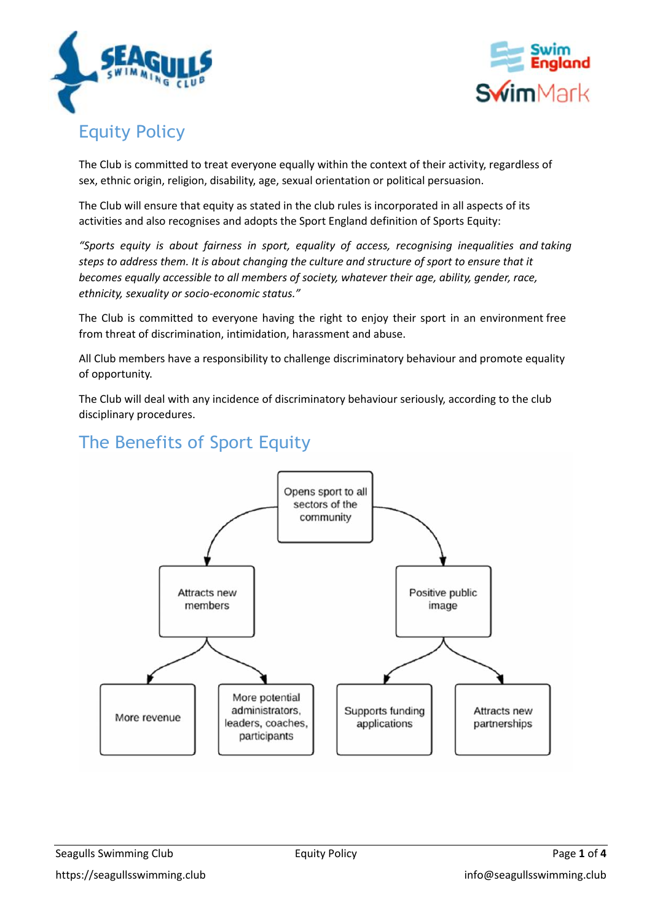# Equity Policy

The Club is committed to treat everyone equally within the context of their activity, regardless of sex, ethnic origin, religion, disability, age, sexual orientation or political persuasion.

The Club will ensure that equity as stated in the club rules is incorporated in all aspects of its activities and also recognises and adopts the Sport England definition of Sports Equity:

*"Sports equity is about fairness in sport, equality of access, recognising inequalities and taking steps to address them. It is about changing the culture and structure of sport to ensure that it becomes equally accessible to all members of society, whatever their age, ability, gender, race, ethnicity, sexuality or socio-economic status."*

The Club is committed to everyone having the right to enjoy their sport in an environment free from threat of discrimination, intimidation, harassment and abuse.

All Club members have a responsibility to challenge discriminatory behaviour and promote equality of opportunity.

The Club will deal with any incidence of discriminatory behaviour seriously, according to the club disciplinary procedures.

# The Benefits of Sport Equity

- Opens sport to all sectors of the community
  - Attracts new members
    - More revenue
    - More potential administrators, leaders, coaches, participants
  - Positive public image
    - Supports funding applications
    - Attracts new partnerships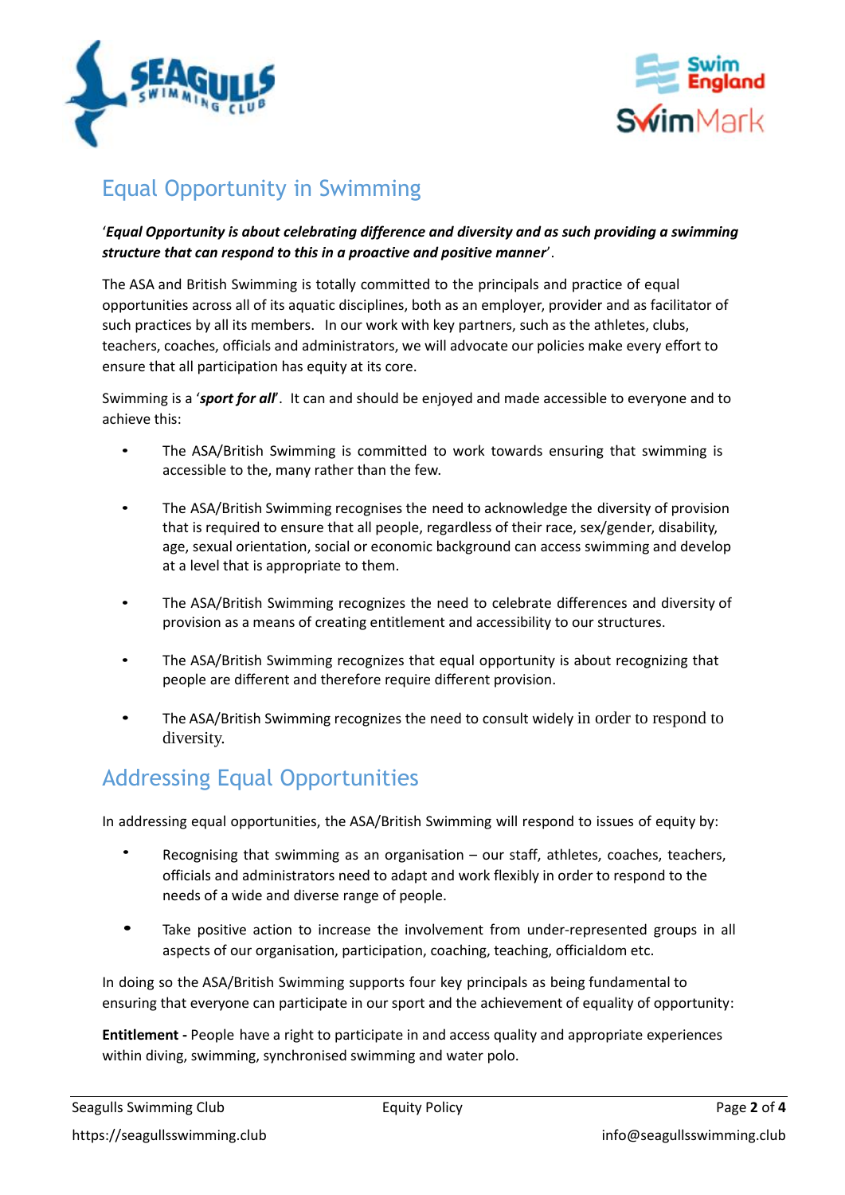## Equal Opportunity in Swimming

'***Equal Opportunity is about celebrating difference and diversity and as such providing a swimming structure that can respond to this in a proactive and positive manner***'.

The ASA and British Swimming is totally committed to the principals and practice of equal opportunities across all of its aquatic disciplines, both as an employer, provider and as facilitator of such practices by all its members. In our work with key partners, such as the athletes, clubs, teachers, coaches, officials and administrators, we will advocate our policies make every effort to ensure that all participation has equity at its core.

Swimming is a '***sport for all***'. It can and should be enjoyed and made accessible to everyone and to achieve this:

- The ASA/British Swimming is committed to work towards ensuring that swimming is accessible to the, many rather than the few.
- The ASA/British Swimming recognises the need to acknowledge the diversity of provision that is required to ensure that all people, regardless of their race, sex/gender, disability, age, sexual orientation, social or economic background can access swimming and develop at a level that is appropriate to them.
- The ASA/British Swimming recognizes the need to celebrate differences and diversity of provision as a means of creating entitlement and accessibility to our structures.
- The ASA/British Swimming recognizes that equal opportunity is about recognizing that people are different and therefore require different provision.
- The ASA/British Swimming recognizes the need to consult widely in order to respond to diversity.

## Addressing Equal Opportunities

In addressing equal opportunities, the ASA/British Swimming will respond to issues of equity by:

- Recognising that swimming as an organisation – our staff, athletes, coaches, teachers, officials and administrators need to adapt and work flexibly in order to respond to the needs of a wide and diverse range of people.
- Take positive action to increase the involvement from under-represented groups in all aspects of our organisation, participation, coaching, teaching, officialdom etc.

In doing so the ASA/British Swimming supports four key principals as being fundamental to ensuring that everyone can participate in our sport and the achievement of equality of opportunity:

**Entitlement -** People have a right to participate in and access quality and appropriate experiences within diving, swimming, synchronised swimming and water polo.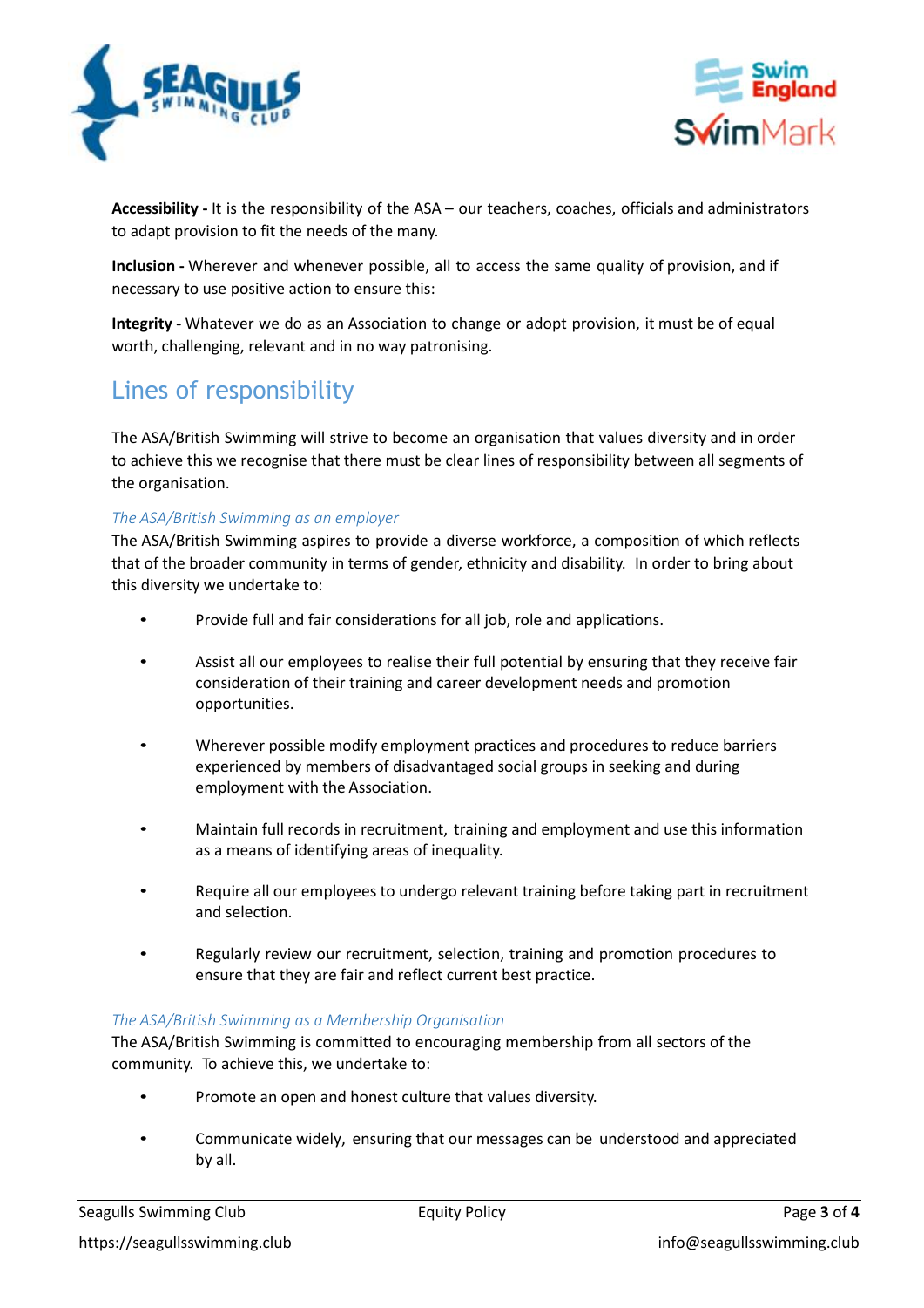**Accessibility -** It is the responsibility of the ASA – our teachers, coaches, officials and administrators to adapt provision to fit the needs of the many.

**Inclusion -** Wherever and whenever possible, all to access the same quality of provision, and if necessary to use positive action to ensure this:

**Integrity -** Whatever we do as an Association to change or adopt provision, it must be of equal worth, challenging, relevant and in no way patronising.

## Lines of responsibility

The ASA/British Swimming will strive to become an organisation that values diversity and in order to achieve this we recognise that there must be clear lines of responsibility between all segments of the organisation.

### *The ASA/British Swimming as an employer*

The ASA/British Swimming aspires to provide a diverse workforce, a composition of which reflects that of the broader community in terms of gender, ethnicity and disability. In order to bring about this diversity we undertake to:

- Provide full and fair considerations for all job, role and applications.
- Assist all our employees to realise their full potential by ensuring that they receive fair consideration of their training and career development needs and promotion opportunities.
- Wherever possible modify employment practices and procedures to reduce barriers experienced by members of disadvantaged social groups in seeking and during employment with the Association.
- Maintain full records in recruitment, training and employment and use this information as a means of identifying areas of inequality.
- Require all our employees to undergo relevant training before taking part in recruitment and selection.
- Regularly review our recruitment, selection, training and promotion procedures to ensure that they are fair and reflect current best practice.

### *The ASA/British Swimming as a Membership Organisation*

The ASA/British Swimming is committed to encouraging membership from all sectors of the community. To achieve this, we undertake to:

- Promote an open and honest culture that values diversity.
- Communicate widely, ensuring that our messages can be understood and appreciated by all.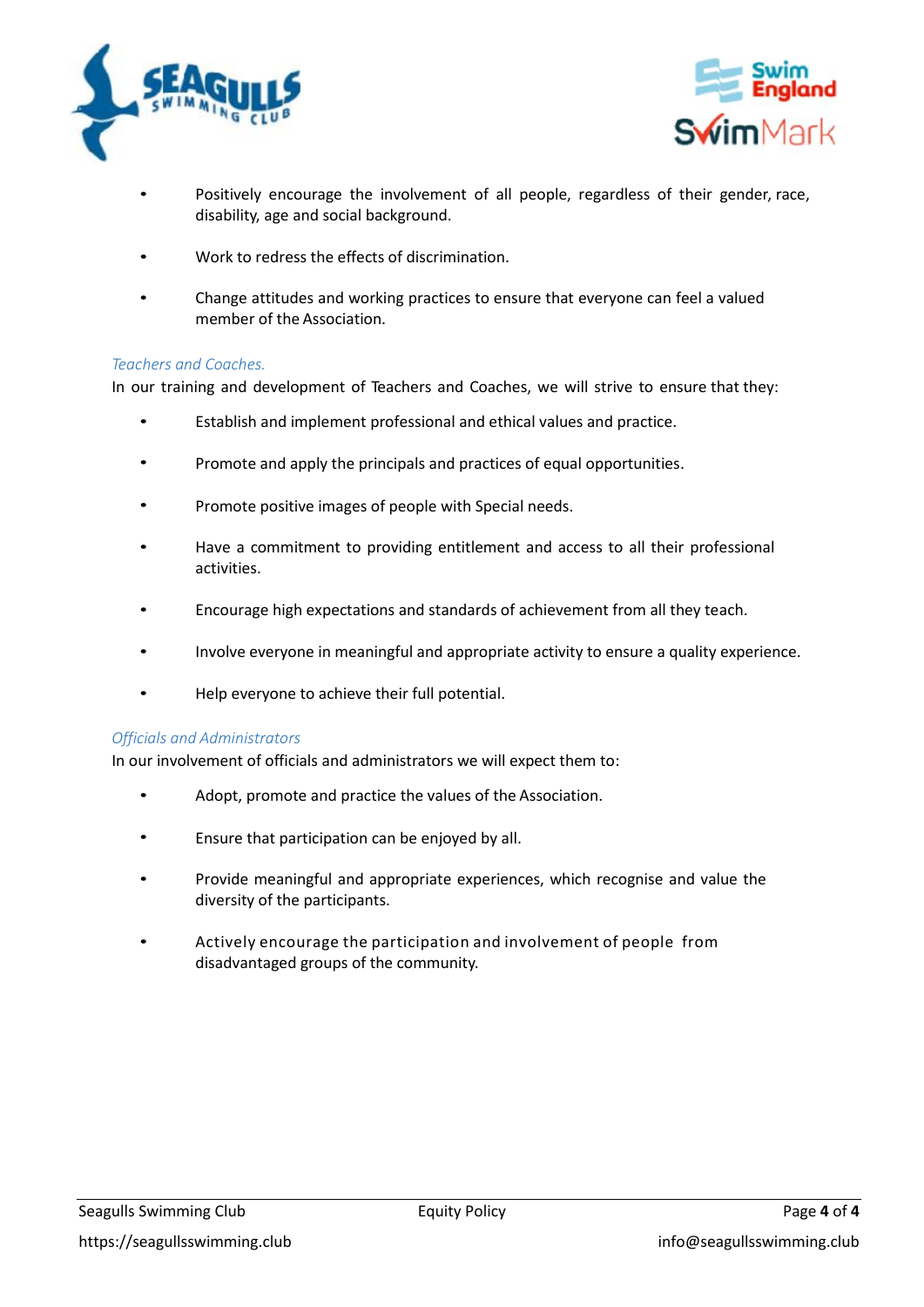- Positively encourage the involvement of all people, regardless of their gender, race, disability, age and social background.
- Work to redress the effects of discrimination.
- Change attitudes and working practices to ensure that everyone can feel a valued member of the Association.

### *Teachers and Coaches.*

In our training and development of Teachers and Coaches, we will strive to ensure that they:

- Establish and implement professional and ethical values and practice.
- Promote and apply the principals and practices of equal opportunities.
- Promote positive images of people with Special needs.
- Have a commitment to providing entitlement and access to all their professional activities.
- Encourage high expectations and standards of achievement from all they teach.
- Involve everyone in meaningful and appropriate activity to ensure a quality experience.
- Help everyone to achieve their full potential.

### *Officials and Administrators*

In our involvement of officials and administrators we will expect them to:

- Adopt, promote and practice the values of the Association.
- Ensure that participation can be enjoyed by all.
- Provide meaningful and appropriate experiences, which recognise and value the diversity of the participants.
- Actively encourage the participation and involvement of people from disadvantaged groups of the community.